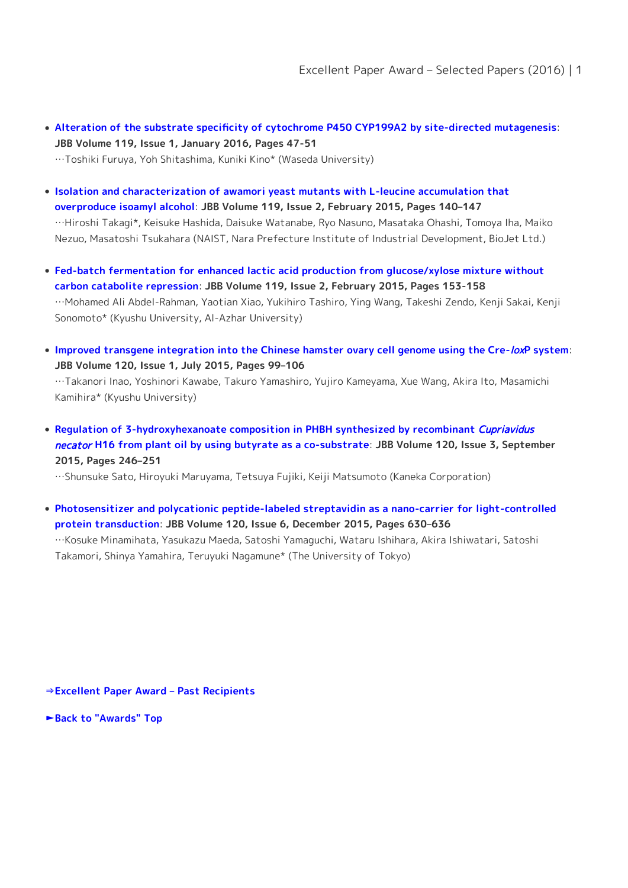- **Alteration of the substrate specificity of cytochrome P450 CYP199A2 by site-directed mutagenesis**: **JBB Volume 119, Issue 1, January 2016, Pages 47-51**
  …Toshiki Furuya, Yoh Shitashima, Kuniki Kino* (Waseda University)

- **Isolation and characterization of awamori yeast mutants with L-leucine accumulation that overproduce isoamyl alcohol**: **JBB Volume 119, Issue 2, February 2015, Pages 140–147**
  …Hiroshi Takagi*, Keisuke Hashida, Daisuke Watanabe, Ryo Nasuno, Masataka Ohashi, Tomoya Iha, Maiko Nezuo, Masatoshi Tsukahara (NAIST, Nara Prefecture Institute of Industrial Development, BioJet Ltd.)

- **Fed-batch fermentation for enhanced lactic acid production from glucose/xylose mixture without carbon catabolite repression**: **JBB Volume 119, Issue 2, February 2015, Pages 153-158**
  …Mohamed Ali Abdel-Rahman, Yaotian Xiao, Yukihiro Tashiro, Ying Wang, Takeshi Zendo, Kenji Sakai, Kenji Sonomoto* (Kyushu University, Al-Azhar University)

- **Improved transgene integration into the Chinese hamster ovary cell genome using the Cre-*lox*P system**: **JBB Volume 120, Issue 1, July 2015, Pages 99–106**
  …Takanori Inao, Yoshinori Kawabe, Takuro Yamashiro, Yujiro Kameyama, Xue Wang, Akira Ito, Masamichi Kamihira* (Kyushu University)

- **Regulation of 3-hydroxyhexanoate composition in PHBH synthesized by recombinant *Cupriavidus necator* H16 from plant oil by using butyrate as a co-substrate**: **JBB Volume 120, Issue 3, September 2015, Pages 246–251**
  …Shunsuke Sato, Hiroyuki Maruyama, Tetsuya Fujiki, Keiji Matsumoto (Kaneka Corporation)

- **Photosensitizer and polycationic peptide-labeled streptavidin as a nano-carrier for light-controlled protein transduction**: **JBB Volume 120, Issue 6, December 2015, Pages 630–636**
  …Kosuke Minamihata, Yasukazu Maeda, Satoshi Yamaguchi, Wataru Ishihara, Akira Ishiwatari, Satoshi Takamori, Shinya Yamahira, Teruyuki Nagamune* (The University of Tokyo)

**⇒Excellent Paper Award – Past Recipients**

**►Back to "Awards" Top**